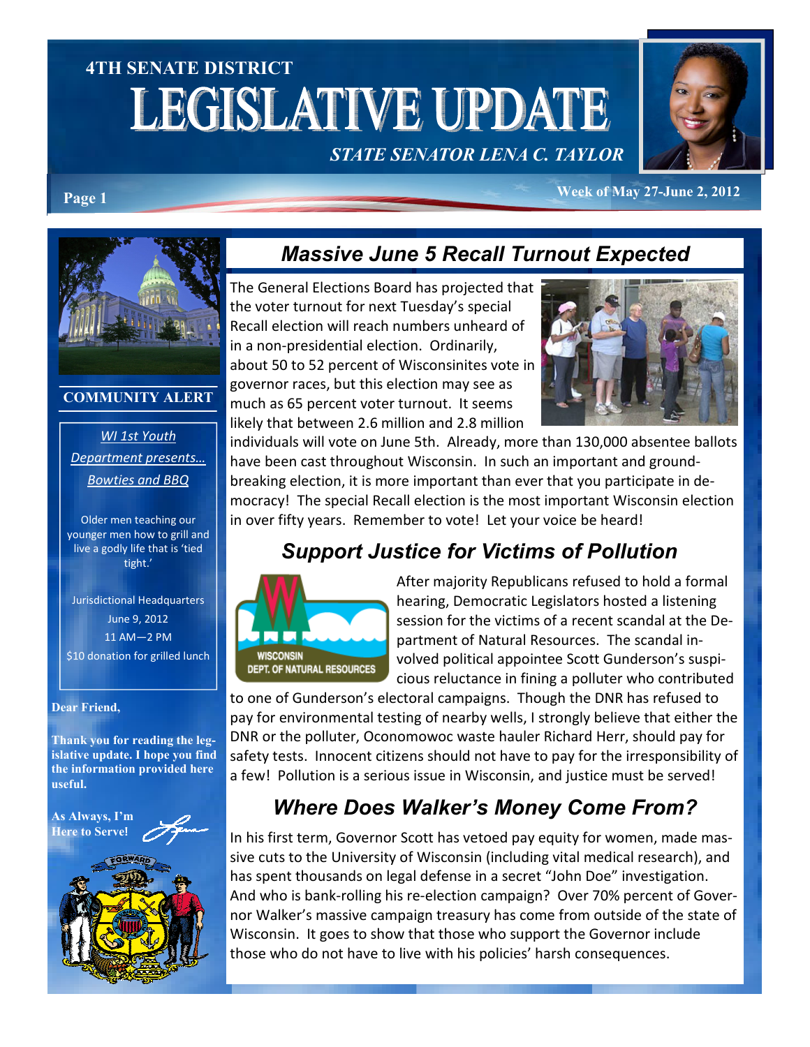# 4TH SENATE DISTRICT

# LEGISLATIVE UPDATE

*STATE SENATOR LENA C. TAYLOR*

Week of May 27-June 2, 2012

## Massive June 5 Recall Turnout Expected

The General Elections Board has projected that the voter turnout for next Tuesday's special Recall election will reach numbers unheard of in a non-presidential election. Ordinarily, about 50 to 52 percent of Wisconsinites vote in governor races, but this election may see as much as 65 percent voter turnout. It seems likely that between 2.6 million and 2.8 million individuals will vote on June 5th. Already, more than 130,000 absentee ballots have been cast throughout Wisconsin. In such an important and ground-breaking election, it is more important than ever that you participate in democracy! The special Recall election is the most important Wisconsin election in over fifty years. Remember to vote! Let your voice be heard!

## Support Justice for Victims of Pollution

After majority Republicans refused to hold a formal hearing, Democratic Legislators hosted a listening session for the victims of a recent scandal at the Department of Natural Resources. The scandal involved political appointee Scott Gunderson's suspicious reluctance in fining a polluter who contributed to one of Gunderson's electoral campaigns. Though the DNR has refused to pay for environmental testing of nearby wells, I strongly believe that either the DNR or the polluter, Oconomowoc waste hauler Richard Herr, should pay for safety tests. Innocent citizens should not have to pay for the irresponsibility of a few! Pollution is a serious issue in Wisconsin, and justice must be served!

## Where Does Walker's Money Come From?

In his first term, Governor Scott has vetoed pay equity for women, made massive cuts to the University of Wisconsin (including vital medical research), and has spent thousands on legal defense in a secret "John Doe" investigation. And who is bank-rolling his re-election campaign? Over 70% percent of Governor Walker's massive campaign treasury has come from outside of the state of Wisconsin. It goes to show that those who support the Governor include those who do not have to live with his policies' harsh consequences.

### COMMUNITY ALERT

*WI 1st Youth Department presents… Bowties and BBQ*

Older men teaching our younger men how to grill and live a godly life that is 'tied tight.'

Jurisdictional Headquarters
June 9, 2012
11 AM—2 PM
$10 donation for grilled lunch

**Dear Friend,**

**Thank you for reading the legislative update. I hope you find the information provided here useful.**

**As Always, I'm Here to Serve!**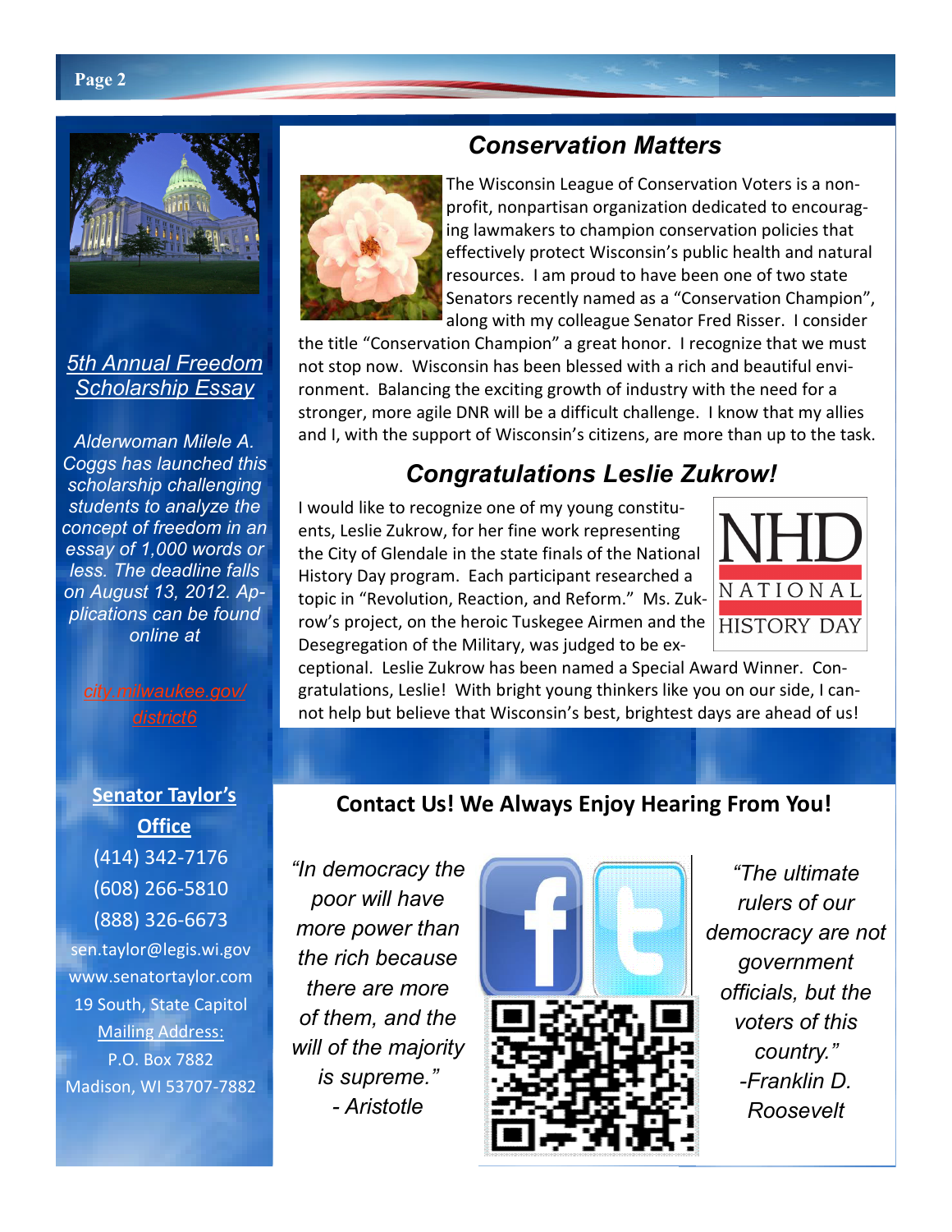## Conservation Matters

The Wisconsin League of Conservation Voters is a non-profit, nonpartisan organization dedicated to encouraging lawmakers to champion conservation policies that effectively protect Wisconsin's public health and natural resources. I am proud to have been one of two state Senators recently named as a "Conservation Champion", along with my colleague Senator Fred Risser. I consider the title "Conservation Champion" a great honor. I recognize that we must not stop now. Wisconsin has been blessed with a rich and beautiful environment. Balancing the exciting growth of industry with the need for a stronger, more agile DNR will be a difficult challenge. I know that my allies and I, with the support of Wisconsin's citizens, are more than up to the task.

## Congratulations Leslie Zukrow!

I would like to recognize one of my young constituents, Leslie Zukrow, for her fine work representing the City of Glendale in the state finals of the National History Day program. Each participant researched a topic in "Revolution, Reaction, and Reform." Ms. Zukrow's project, on the heroic Tuskegee Airmen and the Desegregation of the Military, was judged to be exceptional. Leslie Zukrow has been named a Special Award Winner. Congratulations, Leslie! With bright young thinkers like you on our side, I cannot help but believe that Wisconsin's best, brightest days are ahead of us!

NHD NATIONAL HISTORY DAY

## 5th Annual Freedom Scholarship Essay

*Alderwoman Milele A. Coggs has launched this scholarship challenging students to analyze the concept of freedom in an essay of 1,000 words or less. The deadline falls on August 13, 2012. Applications can be found online at*

city.milwaukee.gov/district6

## Contact Us! We Always Enjoy Hearing From You!

*"In democracy the poor will have more power than the rich because there are more of them, and the will of the majority is supreme." - Aristotle*

*"The ultimate rulers of our democracy are not government officials, but the voters of this country." -Franklin D. Roosevelt*

**Senator Taylor's Office**

(414) 342-7176
(608) 266-5810
(888) 326-6673
sen.taylor@legis.wi.gov
www.senatortaylor.com
19 South, State Capitol

Mailing Address:
P.O. Box 7882
Madison, WI 53707-7882